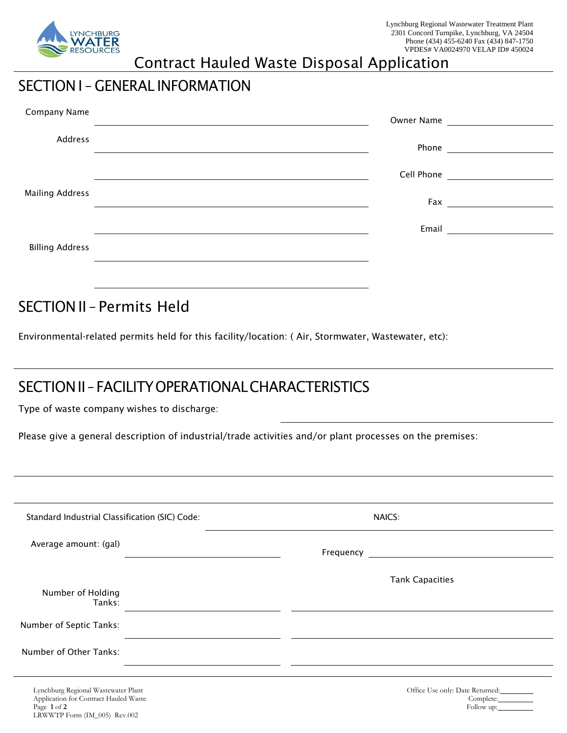Lynchburg Regional Wastewater Treatment Plant
2301 Concord Turnpike, Lynchburg, VA 24504
Phone (434) 455-6240 Fax (434) 847-1750
VPDES# VA0024970 VELAP ID# 450024

# Contract Hauled Waste Disposal Application

## SECTION I – GENERAL INFORMATION

Company Name ______________________________

Owner Name ______________________________

Address ______________________________

______________________________

Phone ______________________________

Cell Phone ______________________________

Mailing Address ______________________________

______________________________

Fax ______________________________

Email ______________________________

Billing Address ______________________________

______________________________

## SECTION II – Permits Held

Environmental-related permits held for this facility/location: ( Air, Stormwater, Wastewater, etc):

______________________________

## SECTION II – FACILITY OPERATIONAL CHARACTERISTICS

Type of waste company wishes to discharge: ______________________________

Please give a general description of industrial/trade activities and/or plant processes on the premises:

______________________________

______________________________

Standard Industrial Classification (SIC) Code: ______________ NAICS: ______________

Average amount: (gal) ______________ Frequency ______________

| | | Tank Capacities |
|---|---|---|
| Number of Holding Tanks: | | |
| Number of Septic Tanks: | | |
| Number of Other Tanks: | | |

Lynchburg Regional Wastewater Plant
Application for Contract Hauled Waste
LRWWTP Form (IM_005) Rev.002

Office Use only: Date Returned: ________
Complete: ________
Follow up: ________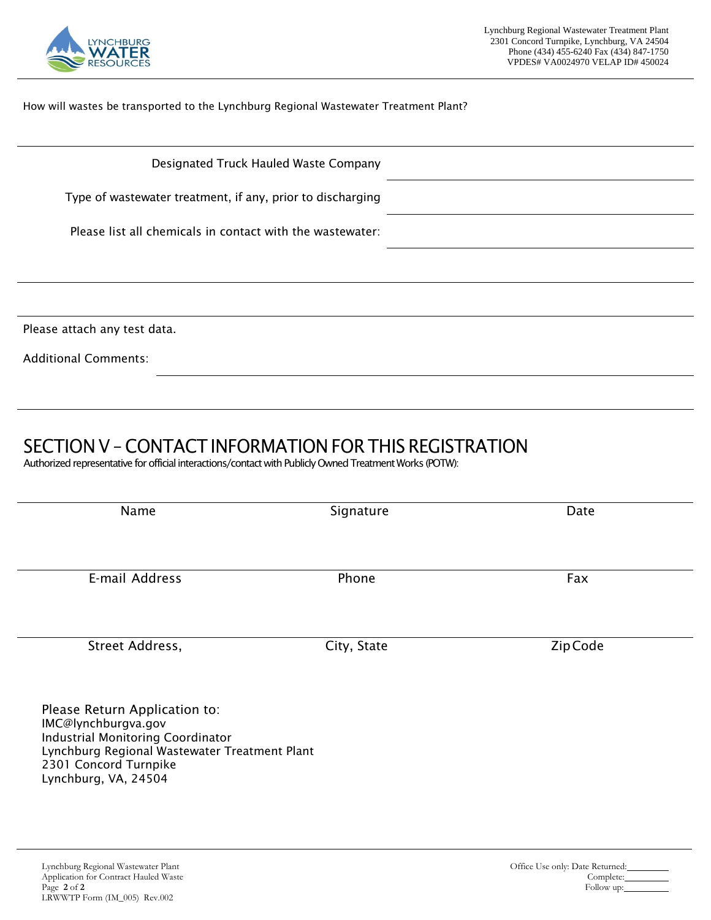How will wastes be transported to the Lynchburg Regional Wastewater Treatment Plant?

Designated Truck Hauled Waste Company

Type of wastewater treatment, if any, prior to discharging

Please list all chemicals in contact with the wastewater:

Please attach any test data.

Additional Comments:

# SECTION V – CONTACT INFORMATION FOR THIS REGISTRATION

Authorized representative for official interactions/contact with Publicly Owned Treatment Works (POTW):

| Name | Signature | Date |
|---|---|---|
| E-mail Address | Phone | Fax |
| Street Address, | City, State | Zip Code |

Please Return Application to:
IMC@lynchburgva.gov
Industrial Monitoring Coordinator
Lynchburg Regional Wastewater Treatment Plant
2301 Concord Turnpike
Lynchburg, VA, 24504

Office Use only: Date Returned:________
Complete:________
Follow up:________